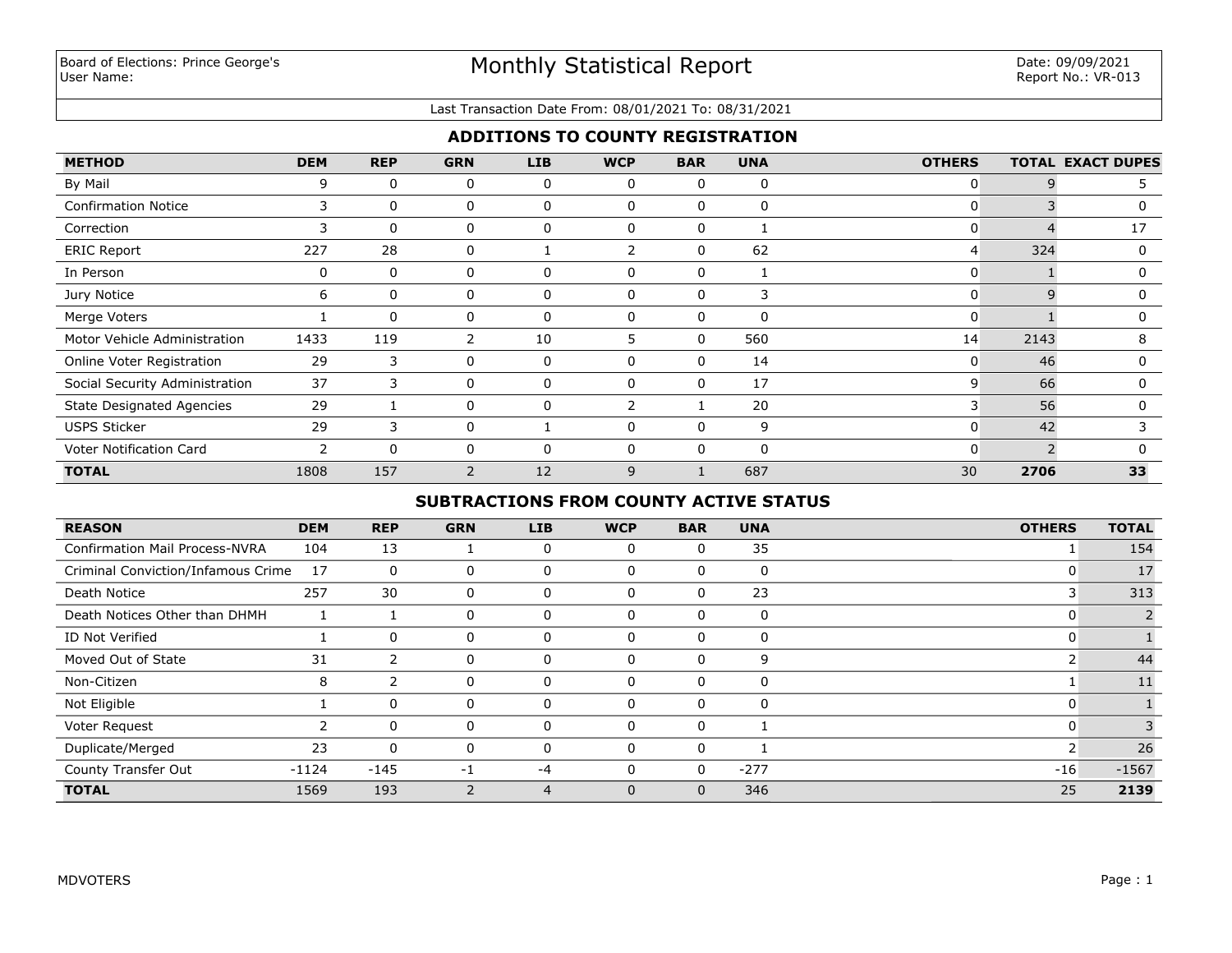Board of Elections: Prince George's
User Name:

# Monthly Statistical Report

Date: 09/09/2021
Report No.: VR-013

Last Transaction Date From: 08/01/2021 To: 08/31/2021

## ADDITIONS TO COUNTY REGISTRATION

| METHOD | DEM | REP | GRN | LIB | WCP | BAR | UNA | OTHERS | TOTAL | EXACT DUPES |
|---|---|---|---|---|---|---|---|---|---|---|
| By Mail | 9 | 0 | 0 | 0 | 0 | 0 | 0 | 0 | 9 | 5 |
| Confirmation Notice | 3 | 0 | 0 | 0 | 0 | 0 | 0 | 0 | 3 | 0 |
| Correction | 3 | 0 | 0 | 0 | 0 | 0 | 1 | 0 | 4 | 17 |
| ERIC Report | 227 | 28 | 0 | 1 | 2 | 0 | 62 | 4 | 324 | 0 |
| In Person | 0 | 0 | 0 | 0 | 0 | 0 | 1 | 0 | 1 | 0 |
| Jury Notice | 6 | 0 | 0 | 0 | 0 | 0 | 3 | 0 | 9 | 0 |
| Merge Voters | 1 | 0 | 0 | 0 | 0 | 0 | 0 | 0 | 1 | 0 |
| Motor Vehicle Administration | 1433 | 119 | 2 | 10 | 5 | 0 | 560 | 14 | 2143 | 8 |
| Online Voter Registration | 29 | 3 | 0 | 0 | 0 | 0 | 14 | 0 | 46 | 0 |
| Social Security Administration | 37 | 3 | 0 | 0 | 0 | 0 | 17 | 9 | 66 | 0 |
| State Designated Agencies | 29 | 1 | 0 | 0 | 2 | 1 | 20 | 3 | 56 | 0 |
| USPS Sticker | 29 | 3 | 0 | 1 | 0 | 0 | 9 | 0 | 42 | 3 |
| Voter Notification Card | 2 | 0 | 0 | 0 | 0 | 0 | 0 | 0 | 2 | 0 |
| **TOTAL** | 1808 | 157 | 2 | 12 | 9 | 1 | 687 | 30 | **2706** | **33** |

## SUBTRACTIONS FROM COUNTY ACTIVE STATUS

| REASON | DEM | REP | GRN | LIB | WCP | BAR | UNA | OTHERS | TOTAL |
|---|---|---|---|---|---|---|---|---|---|
| Confirmation Mail Process-NVRA | 104 | 13 | 1 | 0 | 0 | 0 | 35 | 1 | 154 |
| Criminal Conviction/Infamous Crime | 17 | 0 | 0 | 0 | 0 | 0 | 0 | 0 | 17 |
| Death Notice | 257 | 30 | 0 | 0 | 0 | 0 | 23 | 3 | 313 |
| Death Notices Other than DHMH | 1 | 1 | 0 | 0 | 0 | 0 | 0 | 0 | 2 |
| ID Not Verified | 1 | 0 | 0 | 0 | 0 | 0 | 0 | 0 | 1 |
| Moved Out of State | 31 | 2 | 0 | 0 | 0 | 0 | 9 | 2 | 44 |
| Non-Citizen | 8 | 2 | 0 | 0 | 0 | 0 | 0 | 1 | 11 |
| Not Eligible | 1 | 0 | 0 | 0 | 0 | 0 | 0 | 0 | 1 |
| Voter Request | 2 | 0 | 0 | 0 | 0 | 0 | 1 | 0 | 3 |
| Duplicate/Merged | 23 | 0 | 0 | 0 | 0 | 0 | 1 | 2 | 26 |
| County Transfer Out | -1124 | -145 | -1 | -4 | 0 | 0 | -277 | -16 | -1567 |
| **TOTAL** | 1569 | 193 | 2 | 4 | 0 | 0 | 346 | 25 | **2139** |

MDVOTERS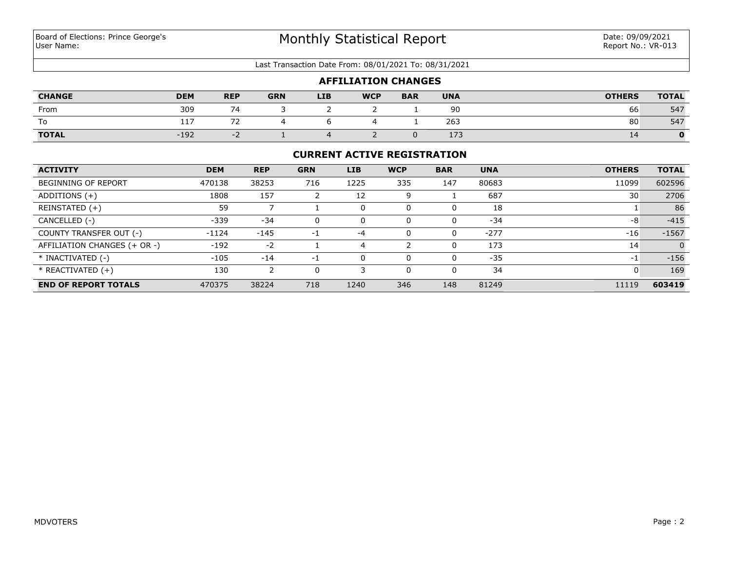Board of Elections: Prince George's
User Name:

# Monthly Statistical Report

Date: 09/09/2021
Report No.: VR-013

Last Transaction Date From: 08/01/2021 To: 08/31/2021

## AFFILIATION CHANGES

| CHANGE | DEM | REP | GRN | LIB | WCP | BAR | UNA | OTHERS | TOTAL |
|---|---|---|---|---|---|---|---|---|---|
| From | 309 | 74 | 3 | 2 | 2 | 1 | 90 | 66 | 547 |
| To | 117 | 72 | 4 | 6 | 4 | 1 | 263 | 80 | 547 |
| **TOTAL** | -192 | -2 | 1 | 4 | 2 | 0 | 173 | 14 | **0** |

## CURRENT ACTIVE REGISTRATION

| ACTIVITY | DEM | REP | GRN | LIB | WCP | BAR | UNA | OTHERS | TOTAL |
|---|---|---|---|---|---|---|---|---|---|
| BEGINNING OF REPORT | 470138 | 38253 | 716 | 1225 | 335 | 147 | 80683 | 11099 | 602596 |
| ADDITIONS (+) | 1808 | 157 | 2 | 12 | 9 | 1 | 687 | 30 | 2706 |
| REINSTATED (+) | 59 | 7 | 1 | 0 | 0 | 0 | 18 | 1 | 86 |
| CANCELLED (-) | -339 | -34 | 0 | 0 | 0 | 0 | -34 | -8 | -415 |
| COUNTY TRANSFER OUT (-) | -1124 | -145 | -1 | -4 | 0 | 0 | -277 | -16 | -1567 |
| AFFILIATION CHANGES (+ OR -) | -192 | -2 | 1 | 4 | 2 | 0 | 173 | 14 | 0 |
| * INACTIVATED (-) | -105 | -14 | -1 | 0 | 0 | 0 | -35 | -1 | -156 |
| * REACTIVATED (+) | 130 | 2 | 0 | 3 | 0 | 0 | 34 | 0 | 169 |
| **END OF REPORT TOTALS** | 470375 | 38224 | 718 | 1240 | 346 | 148 | 81249 | 11119 | **603419** |

MDVOTERS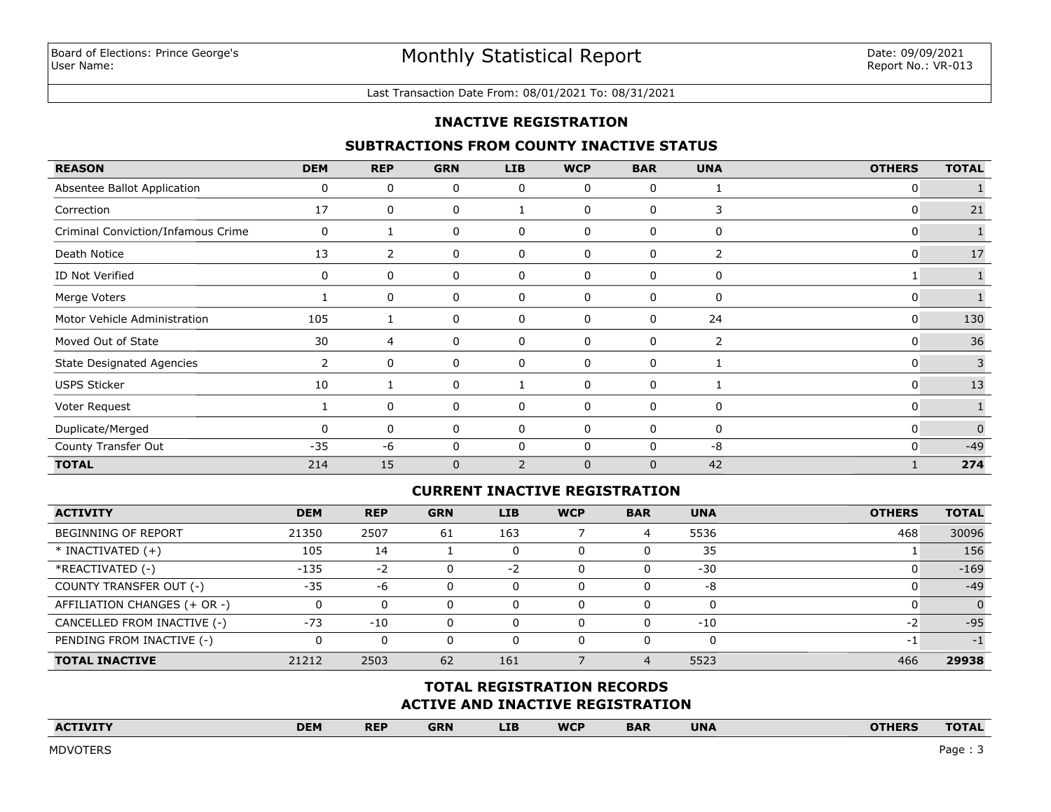Board of Elections: Prince George's
User Name:

# Monthly Statistical Report

Date: 09/09/2021
Report No.: VR-013

Last Transaction Date From: 08/01/2021 To: 08/31/2021

## INACTIVE REGISTRATION

### SUBTRACTIONS FROM COUNTY INACTIVE STATUS

| REASON | DEM | REP | GRN | LIB | WCP | BAR | UNA | OTHERS | TOTAL |
|---|---|---|---|---|---|---|---|---|---|
| Absentee Ballot Application | 0 | 0 | 0 | 0 | 0 | 0 | 1 | 0 | 1 |
| Correction | 17 | 0 | 0 | 1 | 0 | 0 | 3 | 0 | 21 |
| Criminal Conviction/Infamous Crime | 0 | 1 | 0 | 0 | 0 | 0 | 0 | 0 | 1 |
| Death Notice | 13 | 2 | 0 | 0 | 0 | 0 | 2 | 0 | 17 |
| ID Not Verified | 0 | 0 | 0 | 0 | 0 | 0 | 0 | 1 | 1 |
| Merge Voters | 1 | 0 | 0 | 0 | 0 | 0 | 0 | 0 | 1 |
| Motor Vehicle Administration | 105 | 1 | 0 | 0 | 0 | 0 | 24 | 0 | 130 |
| Moved Out of State | 30 | 4 | 0 | 0 | 0 | 0 | 2 | 0 | 36 |
| State Designated Agencies | 2 | 0 | 0 | 0 | 0 | 0 | 1 | 0 | 3 |
| USPS Sticker | 10 | 1 | 0 | 1 | 0 | 0 | 1 | 0 | 13 |
| Voter Request | 1 | 0 | 0 | 0 | 0 | 0 | 0 | 0 | 1 |
| Duplicate/Merged | 0 | 0 | 0 | 0 | 0 | 0 | 0 | 0 | 0 |
| County Transfer Out | -35 | -6 | 0 | 0 | 0 | 0 | -8 | 0 | -49 |
| **TOTAL** | 214 | 15 | 0 | 2 | 0 | 0 | 42 | 1 | **274** |

### CURRENT INACTIVE REGISTRATION

| ACTIVITY | DEM | REP | GRN | LIB | WCP | BAR | UNA | OTHERS | TOTAL |
|---|---|---|---|---|---|---|---|---|---|
| BEGINNING OF REPORT | 21350 | 2507 | 61 | 163 | 7 | 4 | 5536 | 468 | 30096 |
| * INACTIVATED (+) | 105 | 14 | 1 | 0 | 0 | 0 | 35 | 1 | 156 |
| *REACTIVATED (-) | -135 | -2 | 0 | -2 | 0 | 0 | -30 | 0 | -169 |
| COUNTY TRANSFER OUT (-) | -35 | -6 | 0 | 0 | 0 | 0 | -8 | 0 | -49 |
| AFFILIATION CHANGES (+ OR -) | 0 | 0 | 0 | 0 | 0 | 0 | 0 | 0 | 0 |
| CANCELLED FROM INACTIVE (-) | -73 | -10 | 0 | 0 | 0 | 0 | -10 | -2 | -95 |
| PENDING FROM INACTIVE (-) | 0 | 0 | 0 | 0 | 0 | 0 | 0 | -1 | -1 |
| **TOTAL INACTIVE** | 21212 | 2503 | 62 | 161 | 7 | 4 | 5523 | 466 | **29938** |

### TOTAL REGISTRATION RECORDS
### ACTIVE AND INACTIVE REGISTRATION

| ACTIVITY | DEM | REP | GRN | LIB | WCP | BAR | UNA | OTHERS | TOTAL |
|---|---|---|---|---|---|---|---|---|---|

MDVOTERS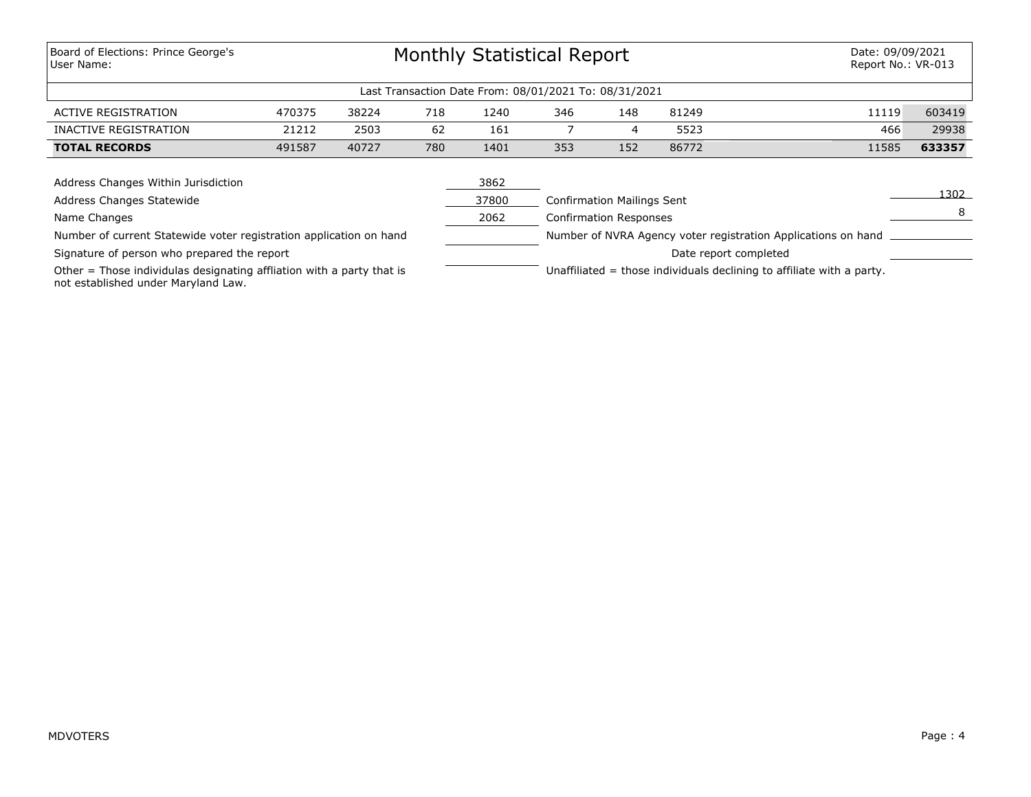Board of Elections: Prince George's
User Name:

# Monthly Statistical Report

Date: 09/09/2021
Report No.: VR-013

Last Transaction Date From: 08/01/2021 To: 08/31/2021

| | | | | | | | | | | |
|---|---|---|---|---|---|---|---|---|---|---|
| ACTIVE REGISTRATION | 470375 | 38224 | 718 | 1240 | 346 | 148 | 81249 | | 11119 | 603419 |
| INACTIVE REGISTRATION | 21212 | 2503 | 62 | 161 | 7 | 4 | 5523 | | 466 | 29938 |
| **TOTAL RECORDS** | 491587 | 40727 | 780 | 1401 | 353 | 152 | 86772 | | 11585 | **633357** |

| | | | |
|---|---|---|---|
| Address Changes Within Jurisdiction | 3862 | | |
| Address Changes Statewide | 37800 | Confirmation Mailings Sent | 1302 |
| Name Changes | 2062 | Confirmation Responses | 8 |
| Number of current Statewide voter registration application on hand | | Number of NVRA Agency voter registration Applications on hand | |
| Signature of person who prepared the report | | Date report completed | |

Other = Those individulas designating affliation with a party that is not established under Maryland Law.

Unaffiliated = those individuals declining to affiliate with a party.

MDVOTERS